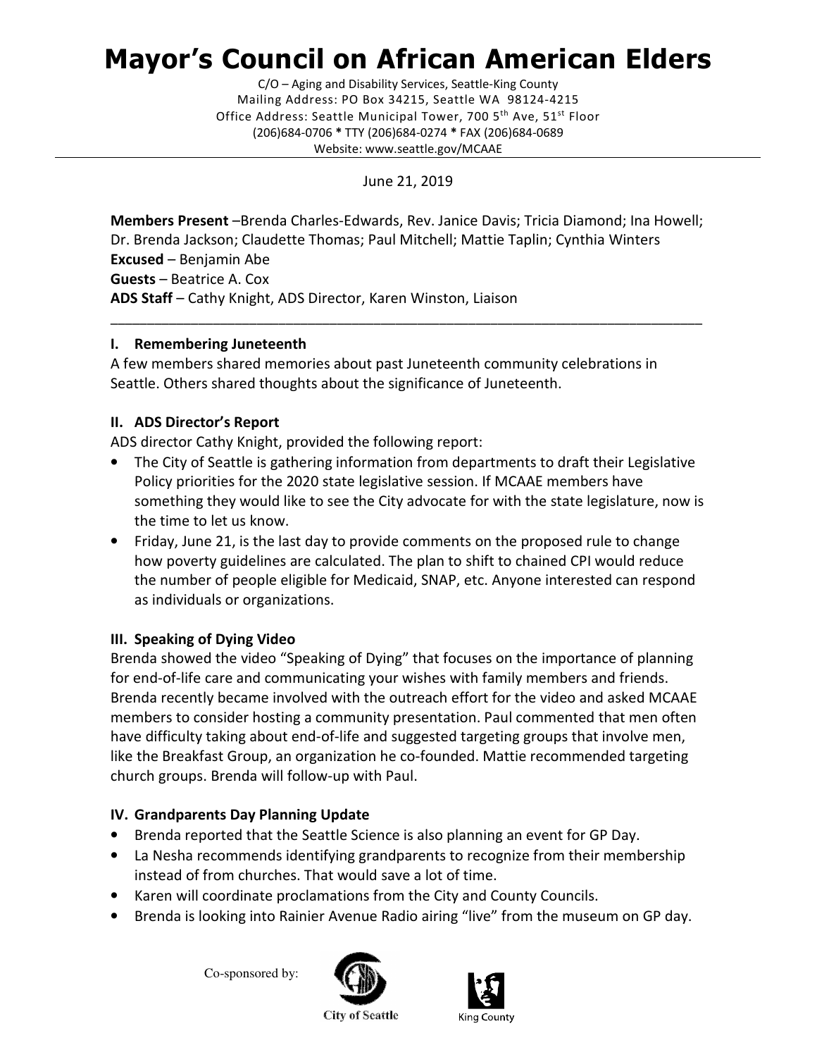# Mayor's Council on African American Elders

C/O – Aging and Disability Services, Seattle-King County
Mailing Address: PO Box 34215, Seattle WA 98124-4215
Office Address: Seattle Municipal Tower, 700 5th Ave, 51st Floor
(206)684-0706 * TTY (206)684-0274 * FAX (206)684-0689
Website: www.seattle.gov/MCAAE

---

June 21, 2019

**Members Present** –Brenda Charles-Edwards, Rev. Janice Davis; Tricia Diamond; Ina Howell; Dr. Brenda Jackson; Claudette Thomas; Paul Mitchell; Mattie Taplin; Cynthia Winters
**Excused** – Benjamin Abe
**Guests** – Beatrice A. Cox
**ADS Staff** – Cathy Knight, ADS Director, Karen Winston, Liaison

---

### I. Remembering Juneteenth

A few members shared memories about past Juneteenth community celebrations in Seattle. Others shared thoughts about the significance of Juneteenth.

### II. ADS Director's Report

ADS director Cathy Knight, provided the following report:

- The City of Seattle is gathering information from departments to draft their Legislative Policy priorities for the 2020 state legislative session. If MCAAE members have something they would like to see the City advocate for with the state legislature, now is the time to let us know.
- Friday, June 21, is the last day to provide comments on the proposed rule to change how poverty guidelines are calculated. The plan to shift to chained CPI would reduce the number of people eligible for Medicaid, SNAP, etc. Anyone interested can respond as individuals or organizations.

### III. Speaking of Dying Video

Brenda showed the video "Speaking of Dying" that focuses on the importance of planning for end-of-life care and communicating your wishes with family members and friends. Brenda recently became involved with the outreach effort for the video and asked MCAAE members to consider hosting a community presentation. Paul commented that men often have difficulty taking about end-of-life and suggested targeting groups that involve men, like the Breakfast Group, an organization he co-founded. Mattie recommended targeting church groups. Brenda will follow-up with Paul.

### IV. Grandparents Day Planning Update

- Brenda reported that the Seattle Science is also planning an event for GP Day.
- La Nesha recommends identifying grandparents to recognize from their membership instead of from churches. That would save a lot of time.
- Karen will coordinate proclamations from the City and County Councils.
- Brenda is looking into Rainier Avenue Radio airing "live" from the museum on GP day.

Co-sponsored by: City of Seattle, King County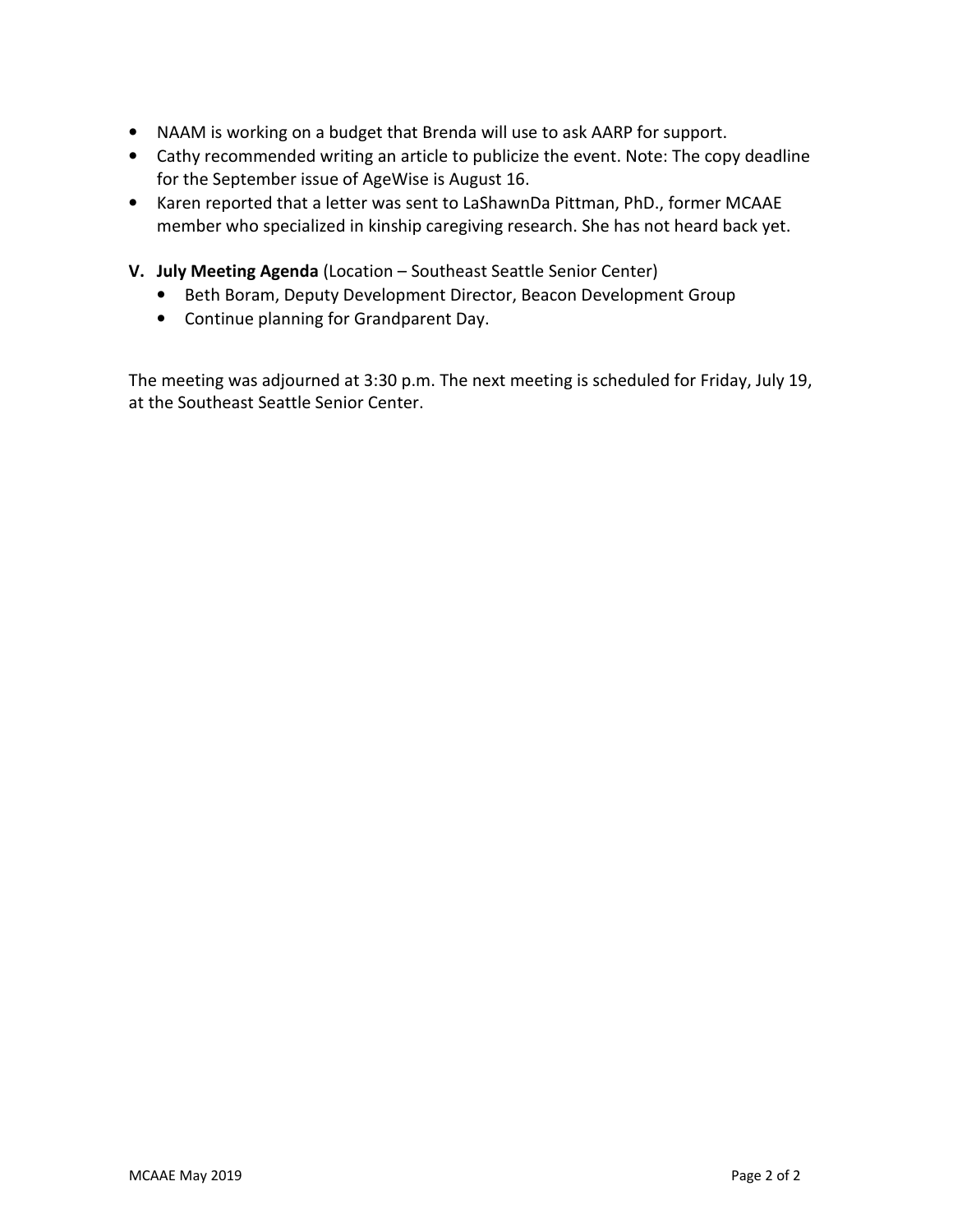- NAAM is working on a budget that Brenda will use to ask AARP for support.
- Cathy recommended writing an article to publicize the event. Note: The copy deadline for the September issue of AgeWise is August 16.
- Karen reported that a letter was sent to LaShawnDa Pittman, PhD., former MCAAE member who specialized in kinship caregiving research. She has not heard back yet.

**V. July Meeting Agenda** (Location – Southeast Seattle Senior Center)

- Beth Boram, Deputy Development Director, Beacon Development Group
- Continue planning for Grandparent Day.

The meeting was adjourned at 3:30 p.m. The next meeting is scheduled for Friday, July 19, at the Southeast Seattle Senior Center.